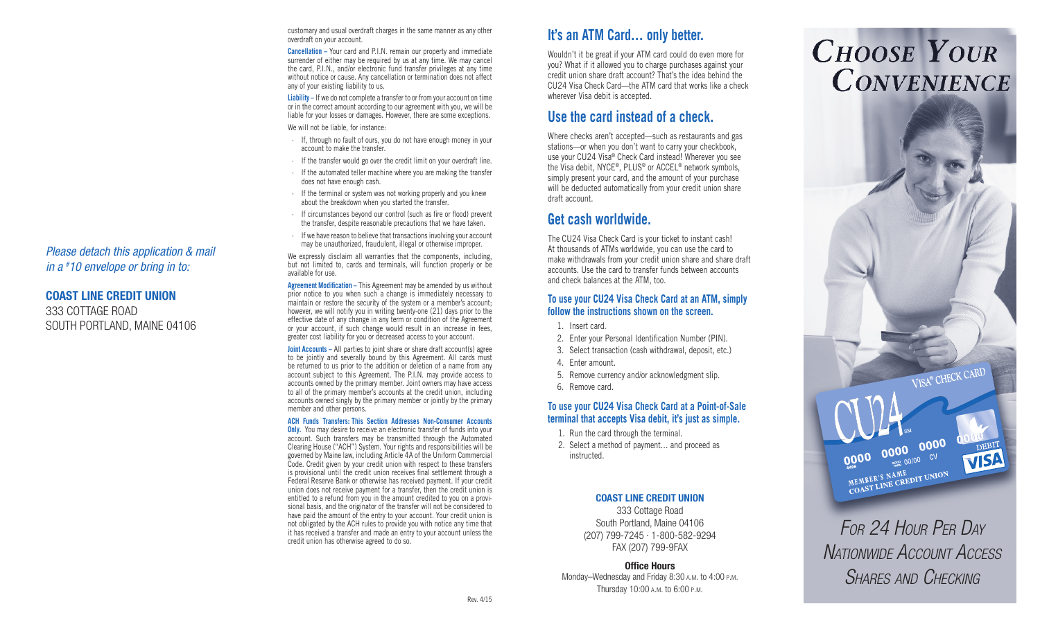*Please detach this application & mail in a #10 envelope or bring in to:*

**COAST LINE CREDIT UNION**
333 COTTAGE ROAD
SOUTH PORTLAND, MAINE 04106

customary and usual overdraft charges in the same manner as any other overdraft on your account.

**Cancellation –** Your card and P.I.N. remain our property and immediate surrender of either may be required by us at any time. We may cancel the card, P.I.N., and/or electronic fund transfer privileges at any time without notice or cause. Any cancellation or termination does not affect any of your existing liability to us.

**Liability –** If we do not complete a transfer to or from your account on time or in the correct amount according to our agreement with you, we will be liable for your losses or damages. However, there are some exceptions.

We will not be liable, for instance:

- If, through no fault of ours, you do not have enough money in your account to make the transfer.
- If the transfer would go over the credit limit on your overdraft line.
- If the automated teller machine where you are making the transfer does not have enough cash.
- If the terminal or system was not working properly and you knew about the breakdown when you started the transfer.
- If circumstances beyond our control (such as fire or flood) prevent the transfer, despite reasonable precautions that we have taken.
- If we have reason to believe that transactions involving your account may be unauthorized, fraudulent, illegal or otherwise improper.

We expressly disclaim all warranties that the components, including, but not limited to, cards and terminals, will function properly or be available for use.

**Agreement Modification –** This Agreement may be amended by us without prior notice to you when such a change is immediately necessary to maintain or restore the security of the system or a member's account; however, we will notify you in writing twenty-one (21) days prior to the effective date of any change in any term or condition of the Agreement or your account, if such change would result in an increase in fees, greater cost liability for you or decreased access to your account.

**Joint Accounts –** All parties to joint share or share draft account(s) agree to be jointly and severally bound by this Agreement. All cards must be returned to us prior to the addition or deletion of a name from any account subject to this Agreement. The P.I.N. may provide access to accounts owned by the primary member. Joint owners may have access to all of the primary member's accounts at the credit union, including accounts owned singly by the primary member or jointly by the primary member and other persons.

**ACH Funds Transfers: This Section Addresses Non-Consumer Accounts Only.** You may desire to receive an electronic transfer of funds into your account. Such transfers may be transmitted through the Automated Clearing House ("ACH") System. Your rights and responsibilities will be governed by Maine law, including Article 4A of the Uniform Commercial Code. Credit given by your credit union with respect to these transfers is provisional until the credit union receives final settlement through a Federal Reserve Bank or otherwise has received payment. If your credit union does not receive payment for a transfer, then the credit union is entitled to a refund from you in the amount credited to you on a provisional basis, and the originator of the transfer will not be considered to have paid the amount of the entry to your account. Your credit union is not obligated by the ACH rules to provide you with notice any time that it has received a transfer and made an entry to your account unless the credit union has otherwise agreed to do so.

Rev. 4/15

## It's an ATM Card… only better.

Wouldn't it be great if your ATM card could do even more for you? What if it allowed you to charge purchases against your credit union share draft account? That's the idea behind the CU24 Visa Check Card—the ATM card that works like a check wherever Visa debit is accepted.

## Use the card instead of a check.

Where checks aren't accepted—such as restaurants and gas stations—or when you don't want to carry your checkbook, use your CU24 Visa® Check Card instead! Wherever you see the Visa debit, NYCE®, PLUS® or ACCEL® network symbols, simply present your card, and the amount of your purchase will be deducted automatically from your credit union share draft account.

## Get cash worldwide.

The CU24 Visa Check Card is your ticket to instant cash! At thousands of ATMs worldwide, you can use the card to make withdrawals from your credit union share and share draft accounts. Use the card to transfer funds between accounts and check balances at the ATM, too.

### To use your CU24 Visa Check Card at an ATM, simply follow the instructions shown on the screen.

1. Insert card.
2. Enter your Personal Identification Number (PIN).
3. Select transaction (cash withdrawal, deposit, etc.)
4. Enter amount.
5. Remove currency and/or acknowledgment slip.
6. Remove card.

### To use your CU24 Visa Check Card at a Point-of-Sale terminal that accepts Visa debit, it's just as simple.

1. Run the card through the terminal.
2. Select a method of payment… and proceed as instructed.

**COAST LINE CREDIT UNION**
333 Cottage Road
South Portland, Maine 04106
(207) 799-7245 · 1-800-582-9294
FAX (207) 799-9FAX

**Office Hours**
Monday–Wednesday and Friday 8:30 A.M. to 4:00 P.M.
Thursday 10:00 A.M. to 6:00 P.M.

# CHOOSE YOUR CONVENIENCE

VISA® CHECK CARD
CU24℠
0000 0000 0000 0000
4496 GOOD THRU 00/00 CV
MEMBER'S NAME
COAST LINE CREDIT UNION
DEBIT VISA

*FOR 24 HOUR PER DAY NATIONWIDE ACCOUNT ACCESS SHARES AND CHECKING*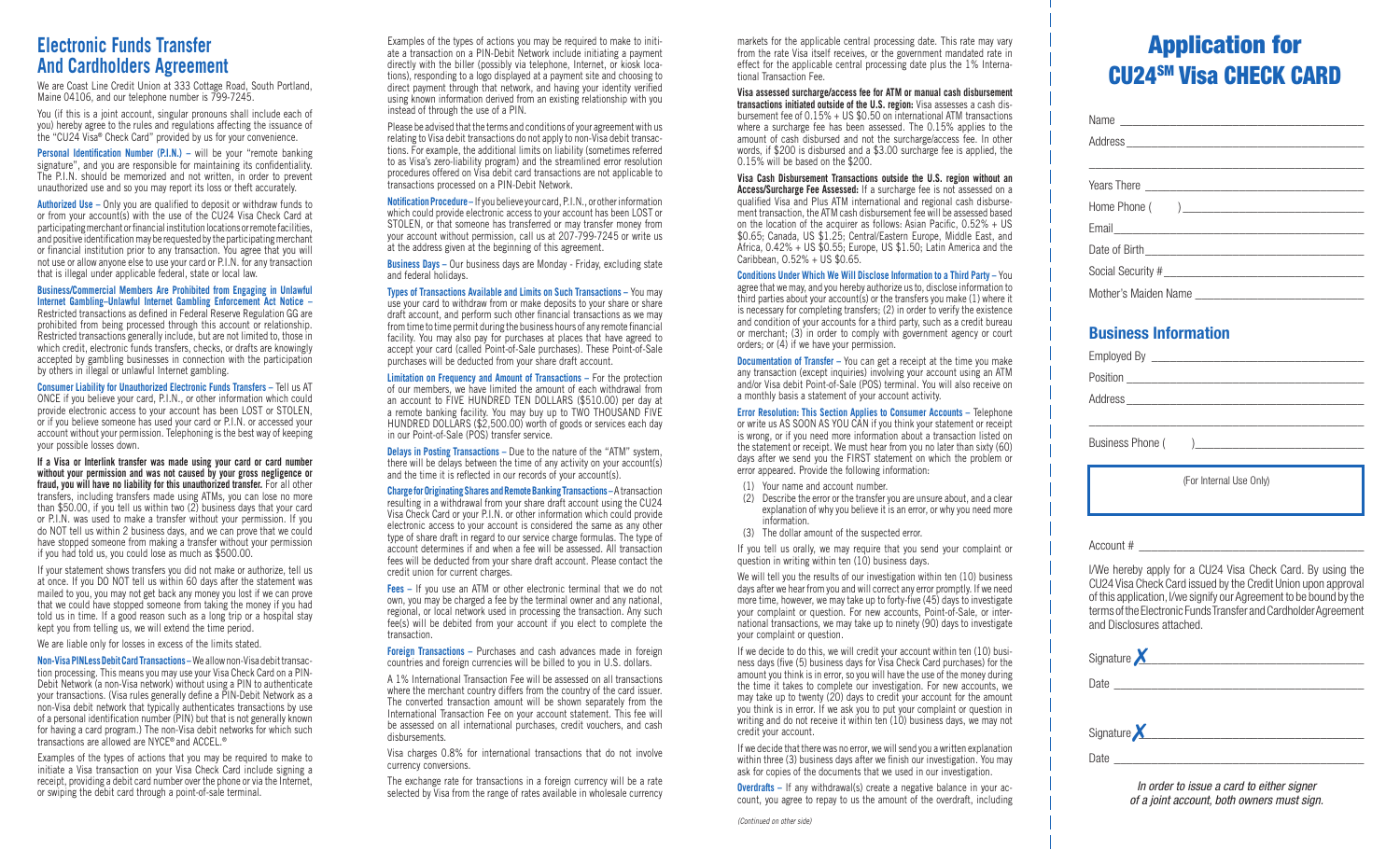## Electronic Funds Transfer And Cardholders Agreement

We are Coast Line Credit Union at 333 Cottage Road, South Portland, Maine 04106, and our telephone number is 799-7245.

You (if this is a joint account, singular pronouns shall include each of you) hereby agree to the rules and regulations affecting the issuance of the "CU24 Visa® Check Card" provided by us for your convenience.

**Personal Identification Number (P.I.N.)** – will be your "remote banking signature", and you are responsible for maintaining its confidentiality. The P.I.N. should be memorized and not written, in order to prevent unauthorized use and so you may report its loss or theft accurately.

**Authorized Use** – Only you are qualified to deposit or withdraw funds to or from your account(s) with the use of the CU24 Visa Check Card at participating merchant or financial institution locations or remote facilities, and positive identification may be requested by the participating merchant or financial institution prior to any transaction. You agree that you will not use or allow anyone else to use your card or P.I.N. for any transaction that is illegal under applicable federal, state or local law.

**Business/Commercial Members Are Prohibited from Engaging in Unlawful Internet Gambling–Unlawful Internet Gambling Enforcement Act Notice** – Restricted transactions as defined in Federal Reserve Regulation GG are prohibited from being processed through this account or relationship. Restricted transactions generally include, but are not limited to, those in which credit, electronic funds transfers, checks, or drafts are knowingly accepted by gambling businesses in connection with the participation by others in illegal or unlawful Internet gambling.

**Consumer Liability for Unauthorized Electronic Funds Transfers** – Tell us AT ONCE if you believe your card, P.I.N., or other information which could provide electronic access to your account has been LOST or STOLEN, or if you believe someone has used your card or P.I.N. or accessed your account without your permission. Telephoning is the best way of keeping your possible losses down.

**If a Visa or Interlink transfer was made using your card or card number without your permission and was not caused by your gross negligence or fraud, you will have no liability for this unauthorized transfer.** For all other transfers, including transfers made using ATMs, you can lose no more than $50.00, if you tell us within two (2) business days that your card or P.I.N. was used to make a transfer without your permission. If you do NOT tell us within 2 business days, and we can prove that we could have stopped someone from making a transfer without your permission if you had told us, you could lose as much as $500.00.

If your statement shows transfers you did not make or authorize, tell us at once. If you DO NOT tell us within 60 days after the statement was mailed to you, you may not get back any money you lost if we can prove that we could have stopped someone from taking the money if you had told us in time. If a good reason such as a long trip or a hospital stay kept you from telling us, we will extend the time period.

We are liable only for losses in excess of the limits stated.

**Non-Visa PINLess Debit Card Transactions** – We allow non-Visa debit transaction processing. This means you may use your Visa Check Card on a PIN-Debit Network (a non-Visa network) without using a PIN to authenticate your transactions. (Visa rules generally define a PIN-Debit Network as a non-Visa debit network that typically authenticates transactions by use of a personal identification number (PIN) but that is not generally known for having a card program.) The non-Visa debit networks for which such transactions are allowed are NYCE® and ACCEL.®

Examples of the types of actions that you may be required to make to initiate a Visa transaction on your Visa Check Card include signing a receipt, providing a debit card number over the phone or via the Internet, or swiping the debit card through a point-of-sale terminal.

Examples of the types of actions you may be required to make to initiate a transaction on a PIN-Debit Network include initiating a payment directly with the biller (possibly via telephone, Internet, or kiosk locations), responding to a logo displayed at a payment site and choosing to direct payment through that network, and having your identity verified using known information derived from an existing relationship with you instead of through the use of a PIN.

Please be advised that the terms and conditions of your agreement with us relating to Visa debit transactions do not apply to non-Visa debit transactions. For example, the additional limits on liability (sometimes referred to as Visa's zero-liability program) and the streamlined error resolution procedures offered on Visa debit card transactions are not applicable to transactions processed on a PIN-Debit Network.

**Notification Procedure** – If you believe your card, P.I.N., or other information which could provide electronic access to your account has been LOST or STOLEN, or that someone has transferred or may transfer money from your account without permission, call us at 207-799-7245 or write us at the address given at the beginning of this agreement.

**Business Days** – Our business days are Monday - Friday, excluding state and federal holidays.

**Types of Transactions Available and Limits on Such Transactions** – You may use your card to withdraw from or make deposits to your share or share draft account, and perform such other financial transactions as we may from time to time permit during the business hours of any remote financial facility. You may also pay for purchases at places that have agreed to accept your card (called Point-of-Sale purchases). These Point-of-Sale purchases will be deducted from your share draft account.

**Limitation on Frequency and Amount of Transactions** – For the protection of our members, we have limited the amount of each withdrawal from an account to FIVE HUNDRED TEN DOLLARS ($510.00) per day at a remote banking facility. You may buy up to TWO THOUSAND FIVE HUNDRED DOLLARS ($2,500.00) worth of goods or services each day in our Point-of-Sale (POS) transfer service.

**Delays in Posting Transactions** – Due to the nature of the "ATM" system, there will be delays between the time of any activity on your account(s) and the time it is reflected in our records of your account(s).

**Charge for Originating Shares and Remote Banking Transactions** – A transaction resulting in a withdrawal from your share draft account using the CU24 Visa Check Card or your P.I.N. or other information which could provide electronic access to your account is considered the same as any other type of share draft in regard to our service charge formulas. The type of account determines if and when a fee will be assessed. All transaction fees will be deducted from your share draft account. Please contact the credit union for current charges.

**Fees** – If you use an ATM or other electronic terminal that we do not own, you may be charged a fee by the terminal owner and any national, regional, or local network used in processing the transaction. Any such fee(s) will be debited from your account if you elect to complete the transaction.

**Foreign Transactions** – Purchases and cash advances made in foreign countries and foreign currencies will be billed to you in U.S. dollars.

A 1% International Transaction Fee will be assessed on all transactions where the merchant country differs from the country of the card issuer. The converted transaction amount will be shown separately from the International Transaction Fee on your account statement. This fee will be assessed on all international purchases, credit vouchers, and cash disbursements.

Visa charges 0.8% for international transactions that do not involve currency conversions.

The exchange rate for transactions in a foreign currency will be a rate selected by Visa from the range of rates available in wholesale currency markets for the applicable central processing date. This rate may vary from the rate Visa itself receives, or the government mandated rate in effect for the applicable central processing date plus the 1% International Transaction Fee.

**Visa assessed surcharge/access fee for ATM or manual cash disbursement transactions initiated outside of the U.S. region:** Visa assesses a cash disbursement fee of 0.15% + US $0.50 on international ATM transactions where a surcharge fee has been assessed. The 0.15% applies to the amount of cash disbursed and not the surcharge/access fee. In other words, if $200 is disbursed and a $3.00 surcharge fee is applied, the 0.15% will be based on the $200.

**Visa Cash Disbursement Transactions outside the U.S. region without an Access/Surcharge Fee Assessed:** If a surcharge fee is not assessed on a qualified Visa and Plus ATM international and regional cash disbursement transaction, the ATM cash disbursement fee will be assessed based on the location of the acquirer as follows: Asian Pacific, 0.52% + US $0.65; Canada, US $1.25; Central/Eastern Europe, Middle East, and Africa, 0.42% + US $0.55; Europe, US $1.50; Latin America and the Caribbean, 0.52% + US $0.65.

**Conditions Under Which We Will Disclose Information to a Third Party** – You agree that we may, and you hereby authorize us to, disclose information to third parties about your account(s) or the transfers you make (1) where it is necessary for completing transfers; (2) in order to verify the existence and condition of your accounts for a third party, such as a credit bureau or merchant; (3) in order to comply with government agency or court orders; or (4) if we have your permission.

**Documentation of Transfer** – You can get a receipt at the time you make any transaction (except inquiries) involving your account using an ATM and/or Visa debit Point-of-Sale (POS) terminal. You will also receive on a monthly basis a statement of your account activity.

**Error Resolution: This Section Applies to Consumer Accounts** – Telephone or write us AS SOON AS YOU CAN if you think your statement or receipt is wrong, or if you need more information about a transaction listed on the statement or receipt. We must hear from you no later than sixty (60) days after we send you the FIRST statement on which the problem or error appeared. Provide the following information:

1. Your name and account number.
2. Describe the error or the transfer you are unsure about, and a clear explanation of why you believe it is an error, or why you need more information.
3. The dollar amount of the suspected error.

If you tell us orally, we may require that you send your complaint or question in writing within ten (10) business days.

We will tell you the results of our investigation within ten (10) business days after we hear from you and will correct any error promptly. If we need more time, however, we may take up to forty-five (45) days to investigate your complaint or question. For new accounts, Point-of-Sale, or international transactions, we may take up to ninety (90) days to investigate your complaint or question.

If we decide to do this, we will credit your account within ten (10) business days (five (5) business days for Visa Check Card purchases) for the amount you think is in error, so you will have the use of the money during the time it takes to complete our investigation. For new accounts, we may take up to twenty (20) days to credit your account for the amount you think is in error. If we ask you to put your complaint or question in writing and do not receive it within ten (10) business days, we may not credit your account.

If we decide that there was no error, we will send you a written explanation within three (3) business days after we finish our investigation. You may ask for copies of the documents that we used in our investigation.

**Overdrafts** – If any withdrawal(s) create a negative balance in your account, you agree to repay to us the amount of the overdraft, including

*(Continued on other side)*

# Application for CU24SM Visa CHECK CARD

Name ______________________

Address ______________________

______________________

Years There ______________________

Home Phone (    ) ______________________

Email ______________________

Date of Birth ______________________

Social Security # ______________________

Mother's Maiden Name ______________________

## Business Information

Employed By ______________________

Position ______________________

Address ______________________

______________________

Business Phone (    ) ______________________

(For Internal Use Only)

Account # ______________________

I/We hereby apply for a CU24 Visa Check Card. By using the CU24 Visa Check Card issued by the Credit Union upon approval of this application, I/we signify our Agreement to be bound by the terms of the Electronic Funds Transfer and Cardholder Agreement and Disclosures attached.

Signature X ______________________

Date ______________________

Signature X ______________________

Date ______________________

*In order to issue a card to either signer of a joint account, both owners must sign.*